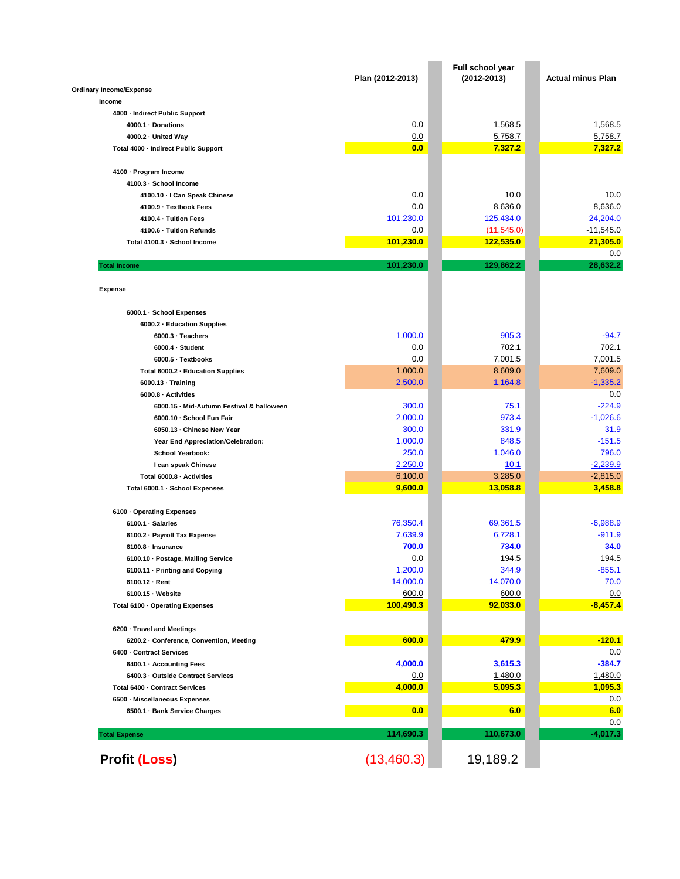| | Plan (2012-2013) | Full school year (2012-2013) | Actual minus Plan |
|---|---|---|---|
| **Ordinary Income/Expense** | | | |
| **Income** | | | |
| **4000 · Indirect Public Support** | | | |
| **4000.1 · Donations** | 0.0 | 1,568.5 | 1,568.5 |
| **4000.2 · United Way** | 0.0 | 5,758.7 | 5,758.7 |
| **Total 4000 · Indirect Public Support** | **0.0** | **7,327.2** | **7,327.2** |
| | | | |
| **4100 · Program Income** | | | |
| **4100.3 · School Income** | | | |
| **4100.10 · I Can Speak Chinese** | 0.0 | 10.0 | 10.0 |
| **4100.9 · Textbook Fees** | 0.0 | 8,636.0 | 8,636.0 |
| **4100.4 · Tuition Fees** | 101,230.0 | 125,434.0 | 24,204.0 |
| **4100.6 · Tuition Refunds** | 0.0 | (11,545.0) | -11,545.0 |
| **Total 4100.3 · School Income** | **101,230.0** | **122,535.0** | **21,305.0** |
| | | | 0.0 |
| **Total Income** | **101,230.0** | **129,862.2** | **28,632.2** |
| | | | |
| **Expense** | | | |
| | | | |
| **6000.1 · School Expenses** | | | |
| **6000.2 · Education Supplies** | | | |
| **6000.3 · Teachers** | 1,000.0 | 905.3 | -94.7 |
| **6000.4 · Student** | 0.0 | 702.1 | 702.1 |
| **6000.5 · Textbooks** | 0.0 | 7,001.5 | 7,001.5 |
| **Total 6000.2 · Education Supplies** | 1,000.0 | 8,609.0 | 7,609.0 |
| **6000.13 · Training** | 2,500.0 | 1,164.8 | -1,335.2 |
| **6000.8 · Activities** | | | 0.0 |
| **6000.15 · Mid-Autumn Festival & halloween** | 300.0 | 75.1 | -224.9 |
| **6000.10 · School Fun Fair** | 2,000.0 | 973.4 | -1,026.6 |
| **6050.13 · Chinese New Year** | 300.0 | 331.9 | 31.9 |
| **Year End Appreciation/Celebration:** | 1,000.0 | 848.5 | -151.5 |
| **School Yearbook:** | 250.0 | 1,046.0 | 796.0 |
| **I can speak Chinese** | 2,250.0 | 10.1 | -2,239.9 |
| **Total 6000.8 · Activities** | 6,100.0 | 3,285.0 | -2,815.0 |
| **Total 6000.1 · School Expenses** | **9,600.0** | **13,058.8** | **3,458.8** |
| | | | |
| **6100 · Operating Expenses** | | | |
| **6100.1 · Salaries** | 76,350.4 | 69,361.5 | -6,988.9 |
| **6100.2 · Payroll Tax Expense** | 7,639.9 | 6,728.1 | -911.9 |
| **6100.8 · Insurance** | **700.0** | **734.0** | **34.0** |
| **6100.10 · Postage, Mailing Service** | 0.0 | 194.5 | 194.5 |
| **6100.11 · Printing and Copying** | 1,200.0 | 344.9 | -855.1 |
| **6100.12 · Rent** | 14,000.0 | 14,070.0 | 70.0 |
| **6100.15 · Website** | 600.0 | 600.0 | 0.0 |
| **Total 6100 · Operating Expenses** | **100,490.3** | **92,033.0** | **-8,457.4** |
| | | | |
| **6200 · Travel and Meetings** | | | |
| **6200.2 · Conference, Convention, Meeting** | **600.0** | **479.9** | **-120.1** |
| **6400 · Contract Services** | | | 0.0 |
| **6400.1 · Accounting Fees** | **4,000.0** | **3,615.3** | **-384.7** |
| **6400.3 · Outside Contract Services** | 0.0 | 1,480.0 | 1,480.0 |
| **Total 6400 · Contract Services** | **4,000.0** | **5,095.3** | **1,095.3** |
| **6500 · Miscellaneous Expenses** | | | 0.0 |
| **6500.1 · Bank Service Charges** | **0.0** | **6.0** | **6.0** |
| | | | 0.0 |
| **Total Expense** | **114,690.3** | **110,673.0** | **-4,017.3** |
| | | | |
| **Profit (Loss)** | (13,460.3) | 19,189.2 | |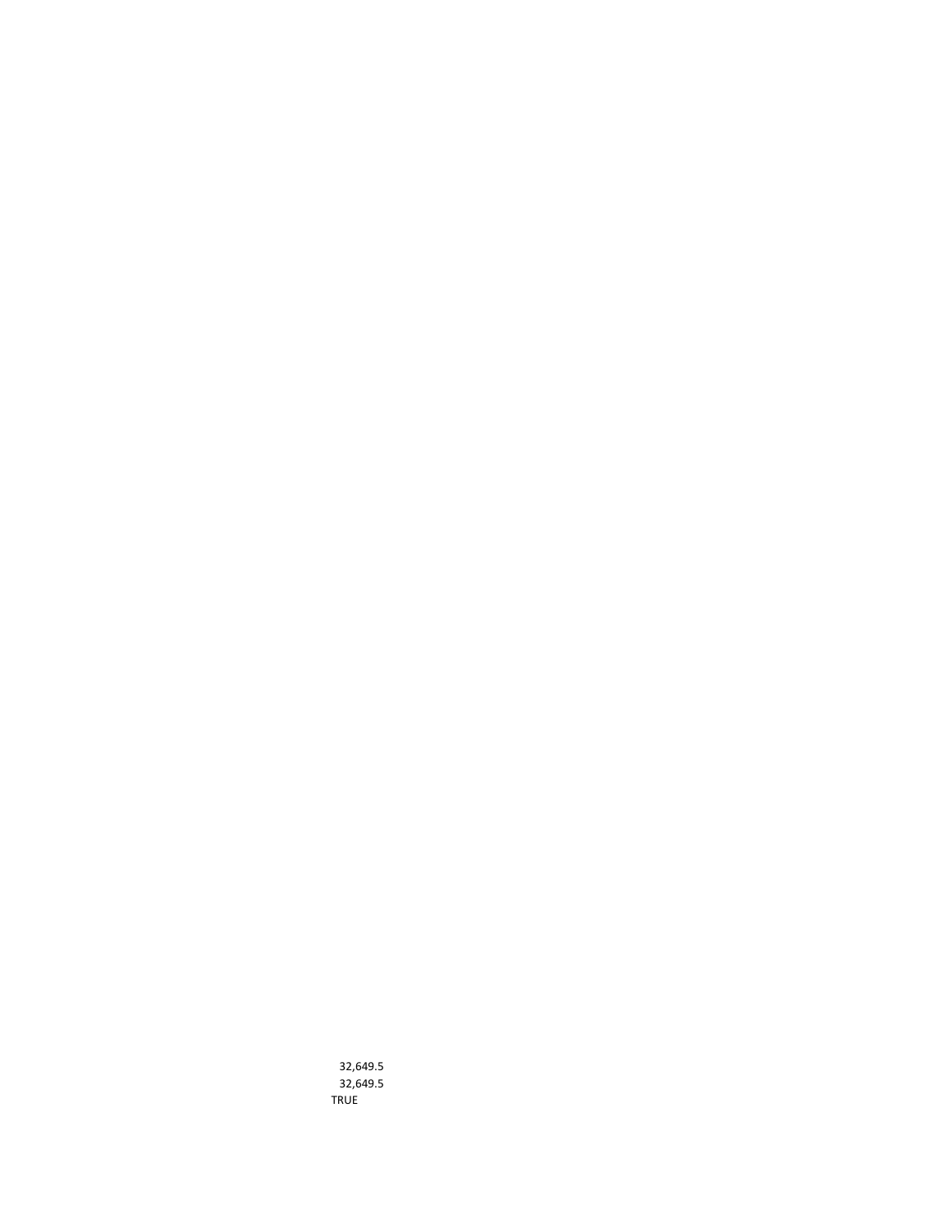32,649.5
32,649.5
TRUE